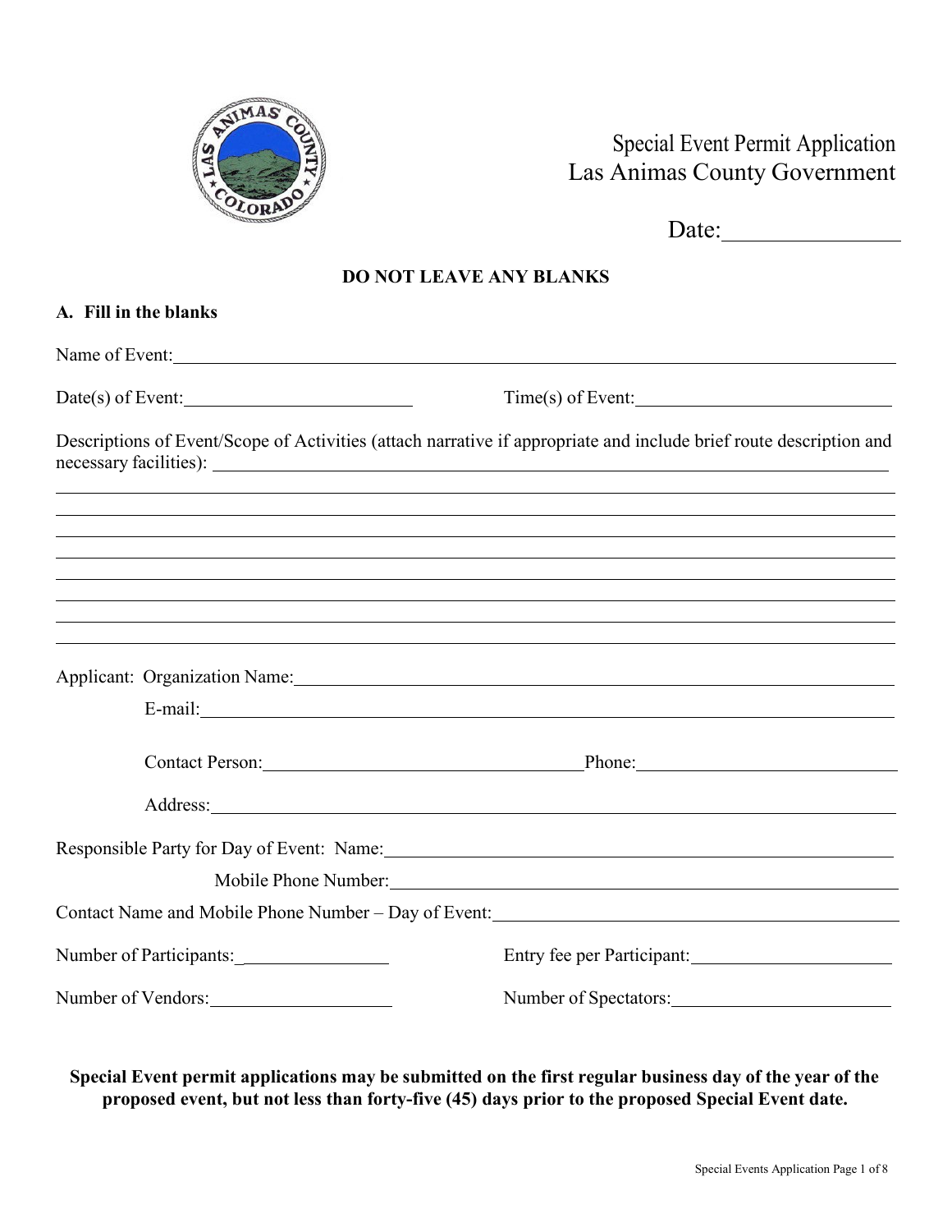# Special Event Permit Application
## Las Animas County Government

Date: ________________

**DO NOT LEAVE ANY BLANKS**

**A. Fill in the blanks**

Name of Event: ____________________________________________

Date(s) of Event: ________________________ Time(s) of Event: ________________________

Descriptions of Event/Scope of Activities (attach narrative if appropriate and include brief route description and necessary facilities): ____________________________________________

____________________________________________

____________________________________________

____________________________________________

____________________________________________

____________________________________________

____________________________________________

____________________________________________

Applicant: Organization Name: ____________________________________________

E-mail: ____________________________________________

Contact Person: ________________________ Phone: ________________________

Address: ____________________________________________

Responsible Party for Day of Event: Name: ____________________________________________

Mobile Phone Number: ____________________________________________

Contact Name and Mobile Phone Number – Day of Event: ________________________

Number of Participants: ________________ Entry fee per Participant: ________________

Number of Vendors: ________________ Number of Spectators: ________________

**Special Event permit applications may be submitted on the first regular business day of the year of the proposed event, but not less than forty-five (45) days prior to the proposed Special Event date.**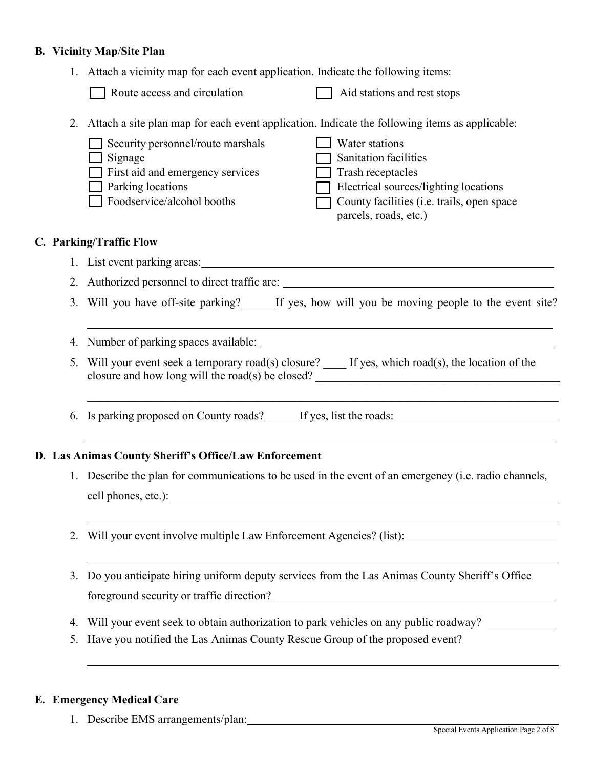**B. Vicinity Map/Site Plan**

1. Attach a vicinity map for each event application. Indicate the following items:

   - [ ] Route access and circulation
   - [ ] Aid stations and rest stops

2. Attach a site plan map for each event application. Indicate the following items as applicable:

   - [ ] Security personnel/route marshals
   - [ ] Signage
   - [ ] First aid and emergency services
   - [ ] Parking locations
   - [ ] Foodservice/alcohol booths
   - [ ] Water stations
   - [ ] Sanitation facilities
   - [ ] Trash receptacles
   - [ ] Electrical sources/lighting locations
   - [ ] County facilities (i.e. trails, open space parcels, roads, etc.)

**C. Parking/Traffic Flow**

1. List event parking areas: ____________________
2. Authorized personnel to direct traffic are: ____________________
3. Will you have off-site parking? ______ If yes, how will you be moving people to the event site? ____________________
4. Number of parking spaces available: ____________________
5. Will your event seek a temporary road(s) closure? ____ If yes, which road(s), the location of the closure and how long will the road(s) be closed? ____________________
6. Is parking proposed on County roads? ______ If yes, list the roads: ____________________

**D. Las Animas County Sheriff's Office/Law Enforcement**

1. Describe the plan for communications to be used in the event of an emergency (i.e. radio channels, cell phones, etc.): ____________________
2. Will your event involve multiple Law Enforcement Agencies? (list): ____________________
3. Do you anticipate hiring uniform deputy services from the Las Animas County Sheriff's Office foreground security or traffic direction? ____________________
4. Will your event seek to obtain authorization to park vehicles on any public roadway? ____________
5. Have you notified the Las Animas County Rescue Group of the proposed event? ____________________

**E. Emergency Medical Care**

1. Describe EMS arrangements/plan: ____________________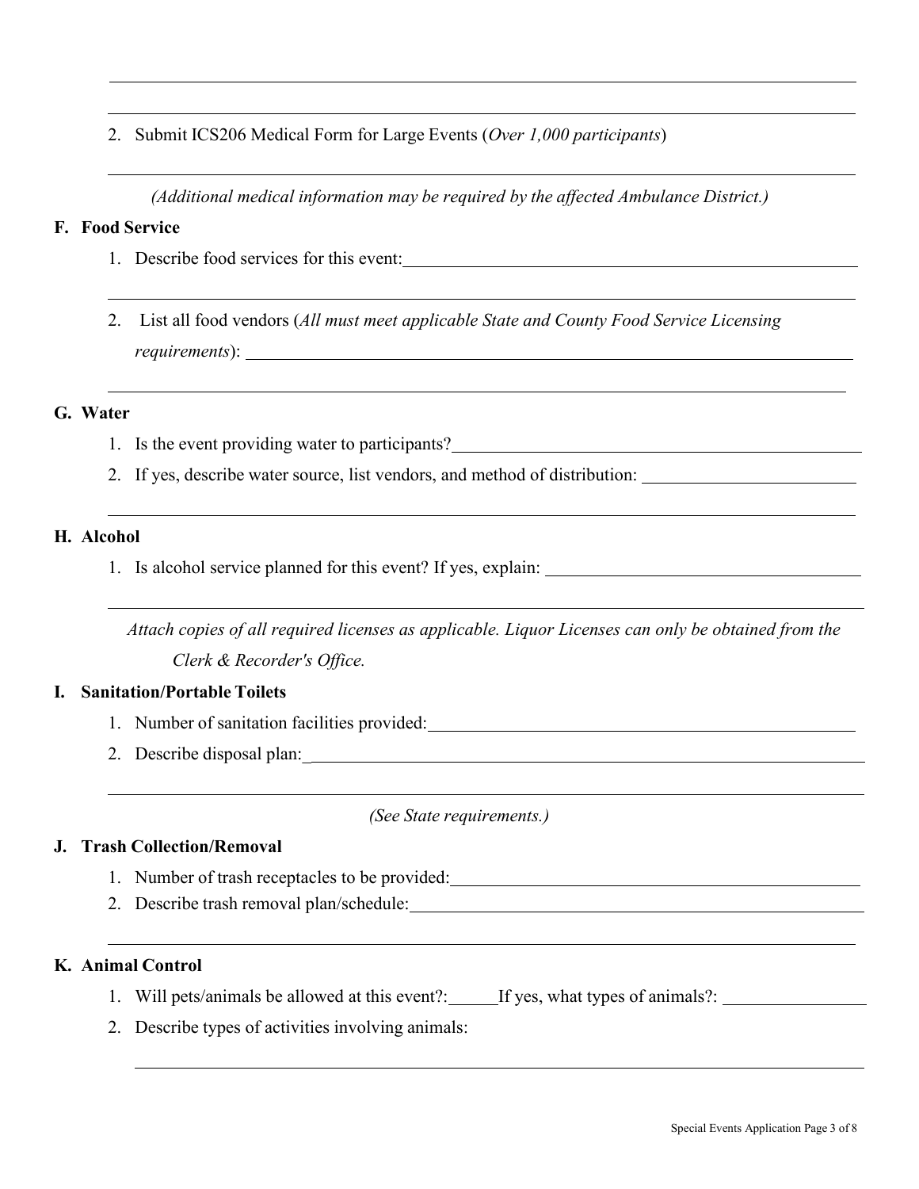2. Submit ICS206 Medical Form for Large Events (*Over 1,000 participants*)

*(Additional medical information may be required by the affected Ambulance District.)*

**F. Food Service**

1. Describe food services for this event:

2. List all food vendors (*All must meet applicable State and County Food Service Licensing requirements*):

**G. Water**

1. Is the event providing water to participants?
2. If yes, describe water source, list vendors, and method of distribution:

**H. Alcohol**

1. Is alcohol service planned for this event? If yes, explain:

*Attach copies of all required licenses as applicable. Liquor Licenses can only be obtained from the Clerk & Recorder's Office.*

**I. Sanitation/Portable Toilets**

1. Number of sanitation facilities provided:
2. Describe disposal plan:

*(See State requirements.)*

**J. Trash Collection/Removal**

1. Number of trash receptacles to be provided:
2. Describe trash removal plan/schedule:

**K. Animal Control**

1. Will pets/animals be allowed at this event?: ______ If yes, what types of animals?:
2. Describe types of activities involving animals: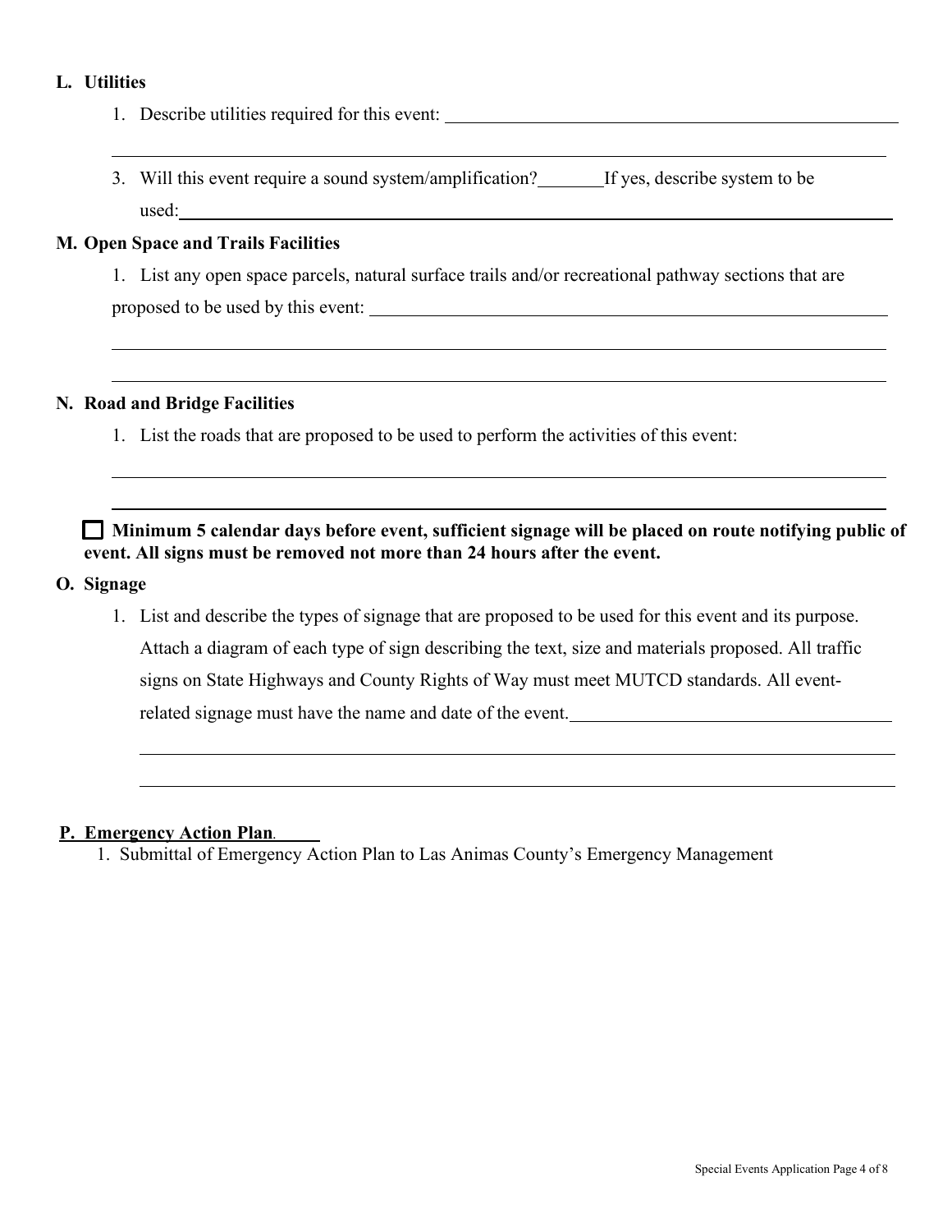**L. Utilities**

1. Describe utilities required for this event: \_\_\_\_\_\_\_\_\_\_\_\_\_\_\_\_\_\_\_\_\_\_\_\_\_\_\_\_\_\_\_\_\_\_\_\_\_\_\_\_

\_\_\_\_\_\_\_\_\_\_\_\_\_\_\_\_\_\_\_\_\_\_\_\_\_\_\_\_\_\_\_\_\_\_\_\_\_\_\_\_\_\_\_\_\_\_\_\_\_\_\_\_\_\_\_\_\_\_\_\_\_\_\_\_\_\_\_\_\_\_

3. Will this event require a sound system/amplification? \_\_\_\_\_\_\_ If yes, describe system to be used: \_\_\_\_\_\_\_\_\_\_\_\_\_\_\_\_\_\_\_\_\_\_\_\_\_\_\_\_\_\_\_\_\_\_\_\_\_\_\_\_\_\_\_\_\_\_\_\_\_\_\_\_\_\_\_\_\_\_\_\_\_\_

**M. Open Space and Trails Facilities**

1. List any open space parcels, natural surface trails and/or recreational pathway sections that are proposed to be used by this event: \_\_\_\_\_\_\_\_\_\_\_\_\_\_\_\_\_\_\_\_\_\_\_\_\_\_\_\_\_\_\_\_\_\_\_\_\_\_\_\_\_\_\_\_\_\_\_\_

\_\_\_\_\_\_\_\_\_\_\_\_\_\_\_\_\_\_\_\_\_\_\_\_\_\_\_\_\_\_\_\_\_\_\_\_\_\_\_\_\_\_\_\_\_\_\_\_\_\_\_\_\_\_\_\_\_\_\_\_\_\_\_\_\_\_\_\_\_\_

\_\_\_\_\_\_\_\_\_\_\_\_\_\_\_\_\_\_\_\_\_\_\_\_\_\_\_\_\_\_\_\_\_\_\_\_\_\_\_\_\_\_\_\_\_\_\_\_\_\_\_\_\_\_\_\_\_\_\_\_\_\_\_\_\_\_\_\_\_\_

**N. Road and Bridge Facilities**

1. List the roads that are proposed to be used to perform the activities of this event:

\_\_\_\_\_\_\_\_\_\_\_\_\_\_\_\_\_\_\_\_\_\_\_\_\_\_\_\_\_\_\_\_\_\_\_\_\_\_\_\_\_\_\_\_\_\_\_\_\_\_\_\_\_\_\_\_\_\_\_\_\_\_\_\_\_\_\_\_\_\_

\_\_\_\_\_\_\_\_\_\_\_\_\_\_\_\_\_\_\_\_\_\_\_\_\_\_\_\_\_\_\_\_\_\_\_\_\_\_\_\_\_\_\_\_\_\_\_\_\_\_\_\_\_\_\_\_\_\_\_\_\_\_\_\_\_\_\_\_\_\_

☐ **Minimum 5 calendar days before event, sufficient signage will be placed on route notifying public of event. All signs must be removed not more than 24 hours after the event.**

**O. Signage**

1. List and describe the types of signage that are proposed to be used for this event and its purpose. Attach a diagram of each type of sign describing the text, size and materials proposed. All traffic signs on State Highways and County Rights of Way must meet MUTCD standards. All event-related signage must have the name and date of the event. \_\_\_\_\_\_\_\_\_\_\_\_\_\_\_\_\_\_\_\_\_\_\_\_\_\_\_\_\_\_\_\_\_\_\_\_

\_\_\_\_\_\_\_\_\_\_\_\_\_\_\_\_\_\_\_\_\_\_\_\_\_\_\_\_\_\_\_\_\_\_\_\_\_\_\_\_\_\_\_\_\_\_\_\_\_\_\_\_\_\_\_\_\_\_\_\_\_\_\_\_\_\_\_\_\_\_

\_\_\_\_\_\_\_\_\_\_\_\_\_\_\_\_\_\_\_\_\_\_\_\_\_\_\_\_\_\_\_\_\_\_\_\_\_\_\_\_\_\_\_\_\_\_\_\_\_\_\_\_\_\_\_\_\_\_\_\_\_\_\_\_\_\_\_\_\_\_

**P. Emergency Action Plan.**

1. Submittal of Emergency Action Plan to Las Animas County's Emergency Management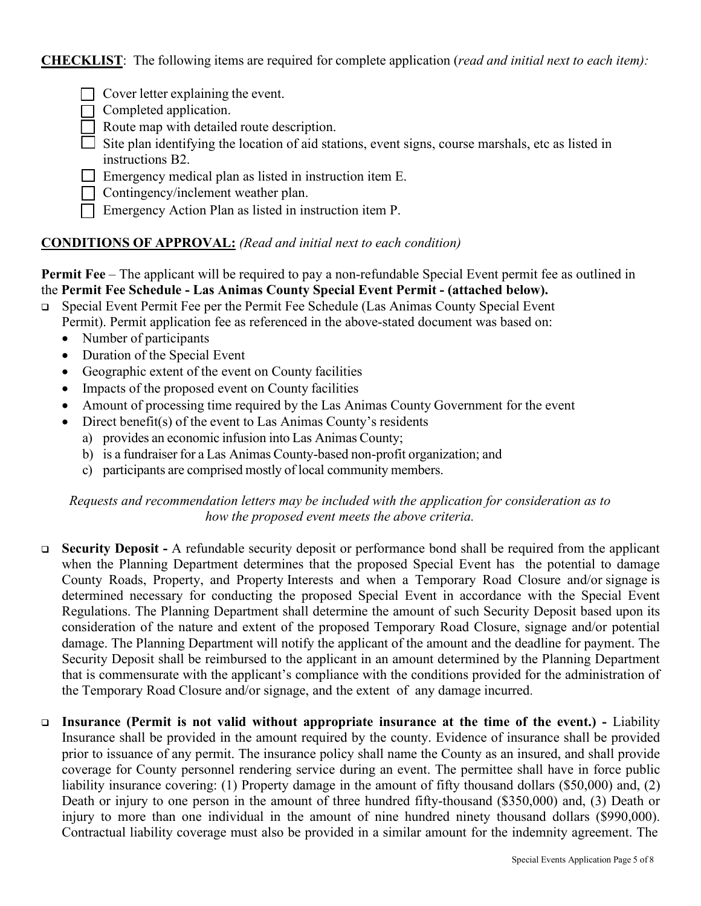**CHECKLIST**: The following items are required for complete application (*read and initial next to each item):*

- ☐ Cover letter explaining the event.
- ☐ Completed application.
- ☐ Route map with detailed route description.
- ☐ Site plan identifying the location of aid stations, event signs, course marshals, etc as listed in instructions B2.
- ☐ Emergency medical plan as listed in instruction item E.
- ☐ Contingency/inclement weather plan.
- ☐ Emergency Action Plan as listed in instruction item P.

**CONDITIONS OF APPROVAL:** *(Read and initial next to each condition)*

**Permit Fee** – The applicant will be required to pay a non-refundable Special Event permit fee as outlined in the **Permit Fee Schedule - Las Animas County Special Event Permit - (attached below).**

- ☐ Special Event Permit Fee per the Permit Fee Schedule (Las Animas County Special Event Permit). Permit application fee as referenced in the above-stated document was based on:
  - Number of participants
  - Duration of the Special Event
  - Geographic extent of the event on County facilities
  - Impacts of the proposed event on County facilities
  - Amount of processing time required by the Las Animas County Government for the event
  - Direct benefit(s) of the event to Las Animas County's residents
    - a) provides an economic infusion into Las Animas County;
    - b) is a fundraiser for a Las Animas County-based non-profit organization; and
    - c) participants are comprised mostly of local community members.

*Requests and recommendation letters may be included with the application for consideration as to how the proposed event meets the above criteria.*

- ☐ **Security Deposit -** A refundable security deposit or performance bond shall be required from the applicant when the Planning Department determines that the proposed Special Event has the potential to damage County Roads, Property, and Property Interests and when a Temporary Road Closure and/or signage is determined necessary for conducting the proposed Special Event in accordance with the Special Event Regulations. The Planning Department shall determine the amount of such Security Deposit based upon its consideration of the nature and extent of the proposed Temporary Road Closure, signage and/or potential damage. The Planning Department will notify the applicant of the amount and the deadline for payment. The Security Deposit shall be reimbursed to the applicant in an amount determined by the Planning Department that is commensurate with the applicant's compliance with the conditions provided for the administration of the Temporary Road Closure and/or signage, and the extent of any damage incurred.

- ☐ **Insurance (Permit is not valid without appropriate insurance at the time of the event.) -** Liability Insurance shall be provided in the amount required by the county. Evidence of insurance shall be provided prior to issuance of any permit. The insurance policy shall name the County as an insured, and shall provide coverage for County personnel rendering service during an event. The permittee shall have in force public liability insurance covering: (1) Property damage in the amount of fifty thousand dollars ($50,000) and, (2) Death or injury to one person in the amount of three hundred fifty-thousand ($350,000) and, (3) Death or injury to more than one individual in the amount of nine hundred ninety thousand dollars ($990,000). Contractual liability coverage must also be provided in a similar amount for the indemnity agreement. The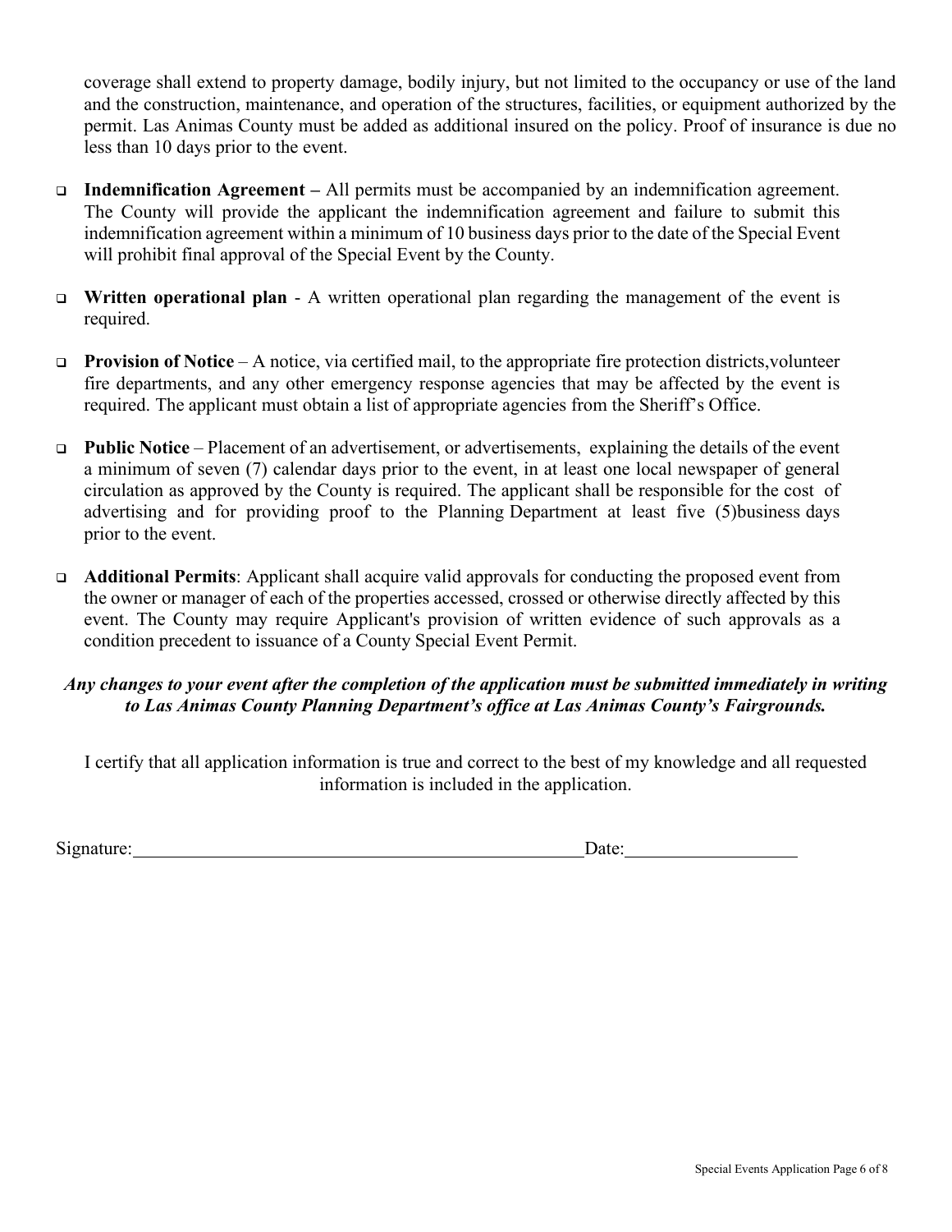coverage shall extend to property damage, bodily injury, but not limited to the occupancy or use of the land and the construction, maintenance, and operation of the structures, facilities, or equipment authorized by the permit. Las Animas County must be added as additional insured on the policy. Proof of insurance is due no less than 10 days prior to the event.

- **Indemnification Agreement –** All permits must be accompanied by an indemnification agreement. The County will provide the applicant the indemnification agreement and failure to submit this indemnification agreement within a minimum of 10 business days prior to the date of the Special Event will prohibit final approval of the Special Event by the County.

- **Written operational plan** - A written operational plan regarding the management of the event is required.

- **Provision of Notice** – A notice, via certified mail, to the appropriate fire protection districts,volunteer fire departments, and any other emergency response agencies that may be affected by the event is required. The applicant must obtain a list of appropriate agencies from the Sheriff's Office.

- **Public Notice** – Placement of an advertisement, or advertisements, explaining the details of the event a minimum of seven (7) calendar days prior to the event, in at least one local newspaper of general circulation as approved by the County is required. The applicant shall be responsible for the cost of advertising and for providing proof to the Planning Department at least five (5)business days prior to the event.

- **Additional Permits**: Applicant shall acquire valid approvals for conducting the proposed event from the owner or manager of each of the properties accessed, crossed or otherwise directly affected by this event. The County may require Applicant's provision of written evidence of such approvals as a condition precedent to issuance of a County Special Event Permit.

***Any changes to your event after the completion of the application must be submitted immediately in writing to Las Animas County Planning Department's office at Las Animas County's Fairgrounds.***

I certify that all application information is true and correct to the best of my knowledge and all requested information is included in the application.

Signature:\_\_\_\_\_\_\_\_\_\_\_\_\_\_\_\_\_\_\_\_\_\_\_\_\_\_\_\_\_\_\_\_\_\_\_\_\_\_\_\_\_\_\_\_ Date:\_\_\_\_\_\_\_\_\_\_\_\_\_\_\_\_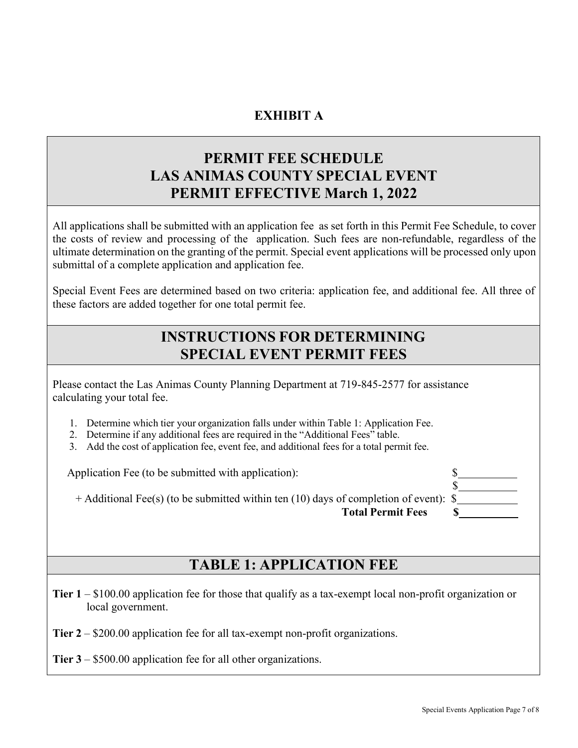# EXHIBIT A

## PERMIT FEE SCHEDULE LAS ANIMAS COUNTY SPECIAL EVENT PERMIT EFFECTIVE March 1, 2022

All applications shall be submitted with an application fee as set forth in this Permit Fee Schedule, to cover the costs of review and processing of the application. Such fees are non-refundable, regardless of the ultimate determination on the granting of the permit. Special event applications will be processed only upon submittal of a complete application and application fee.

Special Event Fees are determined based on two criteria: application fee, and additional fee. All three of these factors are added together for one total permit fee.

## INSTRUCTIONS FOR DETERMINING SPECIAL EVENT PERMIT FEES

Please contact the Las Animas County Planning Department at 719-845-2577 for assistance calculating your total fee.

1. Determine which tier your organization falls under within Table 1: Application Fee.
2. Determine if any additional fees are required in the "Additional Fees" table.
3. Add the cost of application fee, event fee, and additional fees for a total permit fee.

Application Fee (to be submitted with application): $__________

$__________

+ Additional Fee(s) (to be submitted within ten (10) days of completion of event): $__________

**Total Permit Fees $__________**

## TABLE 1: APPLICATION FEE

**Tier 1** – $100.00 application fee for those that qualify as a tax-exempt local non-profit organization or local government.

**Tier 2** – $200.00 application fee for all tax-exempt non-profit organizations.

**Tier 3** – $500.00 application fee for all other organizations.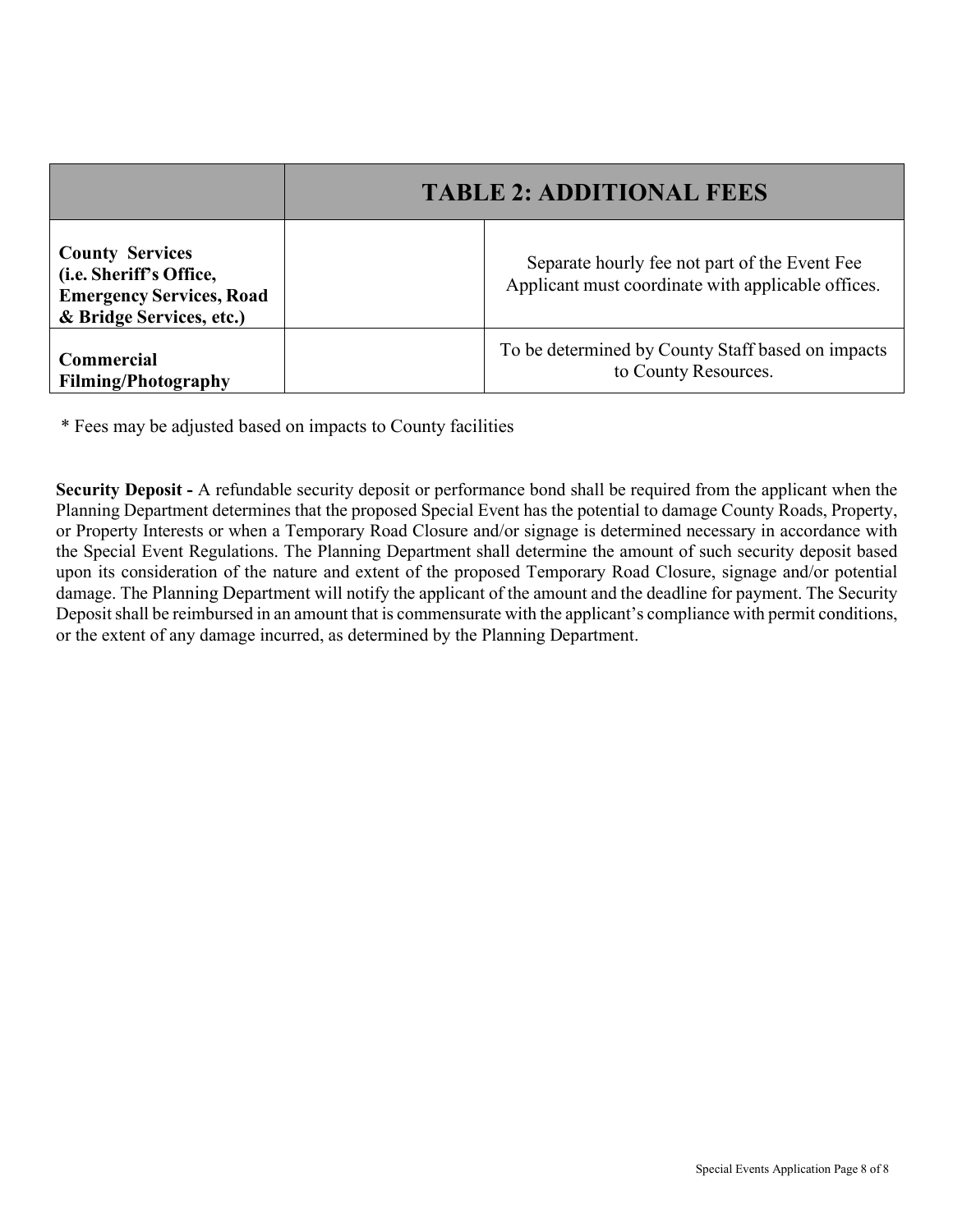| | TABLE 2: ADDITIONAL FEES | |
|---|---|---|
| **County Services (i.e. Sheriff's Office, Emergency Services, Road & Bridge Services, etc.)** | | Separate hourly fee not part of the Event Fee Applicant must coordinate with applicable offices. |
| **Commercial Filming/Photography** | | To be determined by County Staff based on impacts to County Resources. |

\* Fees may be adjusted based on impacts to County facilities

**Security Deposit -** A refundable security deposit or performance bond shall be required from the applicant when the Planning Department determines that the proposed Special Event has the potential to damage County Roads, Property, or Property Interests or when a Temporary Road Closure and/or signage is determined necessary in accordance with the Special Event Regulations. The Planning Department shall determine the amount of such security deposit based upon its consideration of the nature and extent of the proposed Temporary Road Closure, signage and/or potential damage. The Planning Department will notify the applicant of the amount and the deadline for payment. The Security Deposit shall be reimbursed in an amount that is commensurate with the applicant's compliance with permit conditions, or the extent of any damage incurred, as determined by the Planning Department.